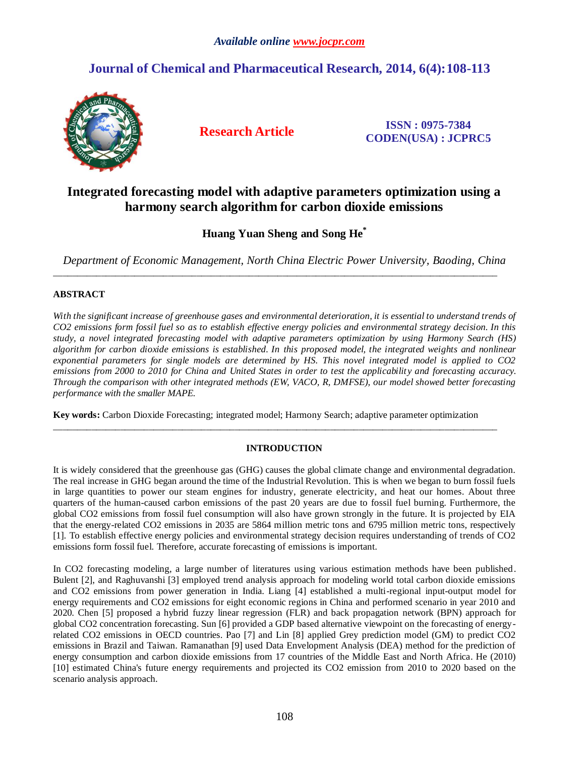*Available online www.jocpr.com*

**Journal of Chemical and Pharmaceutical Research, 2014, 6(4):108-113**

**Research Article**

**ISSN : 0975-7384**
**CODEN(USA) : JCPRC5**

# Integrated forecasting model with adaptive parameters optimization using a harmony search algorithm for carbon dioxide emissions

**Huang Yuan Sheng and Song He***

*Department of Economic Management, North China Electric Power University, Baoding, China*

---

## ABSTRACT

*With the significant increase of greenhouse gases and environmental deterioration, it is essential to understand trends of CO2 emissions form fossil fuel so as to establish effective energy policies and environmental strategy decision. In this study, a novel integrated forecasting model with adaptive parameters optimization by using Harmony Search (HS) algorithm for carbon dioxide emissions is established. In this proposed model, the integrated weights and nonlinear exponential parameters for single models are determined by HS. This novel integrated model is applied to CO2 emissions from 2000 to 2010 for China and United States in order to test the applicability and forecasting accuracy. Through the comparison with other integrated methods (EW, VACO, R, DMFSE), our model showed better forecasting performance with the smaller MAPE.*

**Key words:** Carbon Dioxide Forecasting; integrated model; Harmony Search; adaptive parameter optimization

---

## INTRODUCTION

It is widely considered that the greenhouse gas (GHG) causes the global climate change and environmental degradation. The real increase in GHG began around the time of the Industrial Revolution. This is when we began to burn fossil fuels in large quantities to power our steam engines for industry, generate electricity, and heat our homes. About three quarters of the human-caused carbon emissions of the past 20 years are due to fossil fuel burning. Furthermore, the global $CO_2$ emissions from fossil fuel consumption will also have grown strongly in the future. It is projected by EIA that the energy-related $CO_2$ emissions in 2035 are 5864 million metric tons and 6795 million metric tons, respectively [1]. To establish effective energy policies and environmental strategy decision requires understanding of trends of $CO_2$ emissions form fossil fuel. Therefore, accurate forecasting of emissions is important.

In $CO_2$ forecasting modeling, a large number of literatures using various estimation methods have been published. Bulent [2], and Raghuvanshi [3] employed trend analysis approach for modeling world total carbon dioxide emissions and $CO_2$ emissions from power generation in India. Liang [4] established a multi-regional input-output model for energy requirements and $CO_2$ emissions for eight economic regions in China and performed scenario in year 2010 and 2020. Chen [5] proposed a hybrid fuzzy linear regression (FLR) and back propagation network (BPN) approach for global $CO_2$ concentration forecasting. Sun [6] provided a GDP based alternative viewpoint on the forecasting of energy-related $CO_2$ emissions in OECD countries. Pao [7] and Lin [8] applied Grey prediction model (GM) to predict $CO_2$ emissions in Brazil and Taiwan. Ramanathan [9] used Data Envelopment Analysis (DEA) method for the prediction of energy consumption and carbon dioxide emissions from 17 countries of the Middle East and North Africa. He (2010) [10] estimated China's future energy requirements and projected its $CO_2$ emission from 2010 to 2020 based on the scenario analysis approach.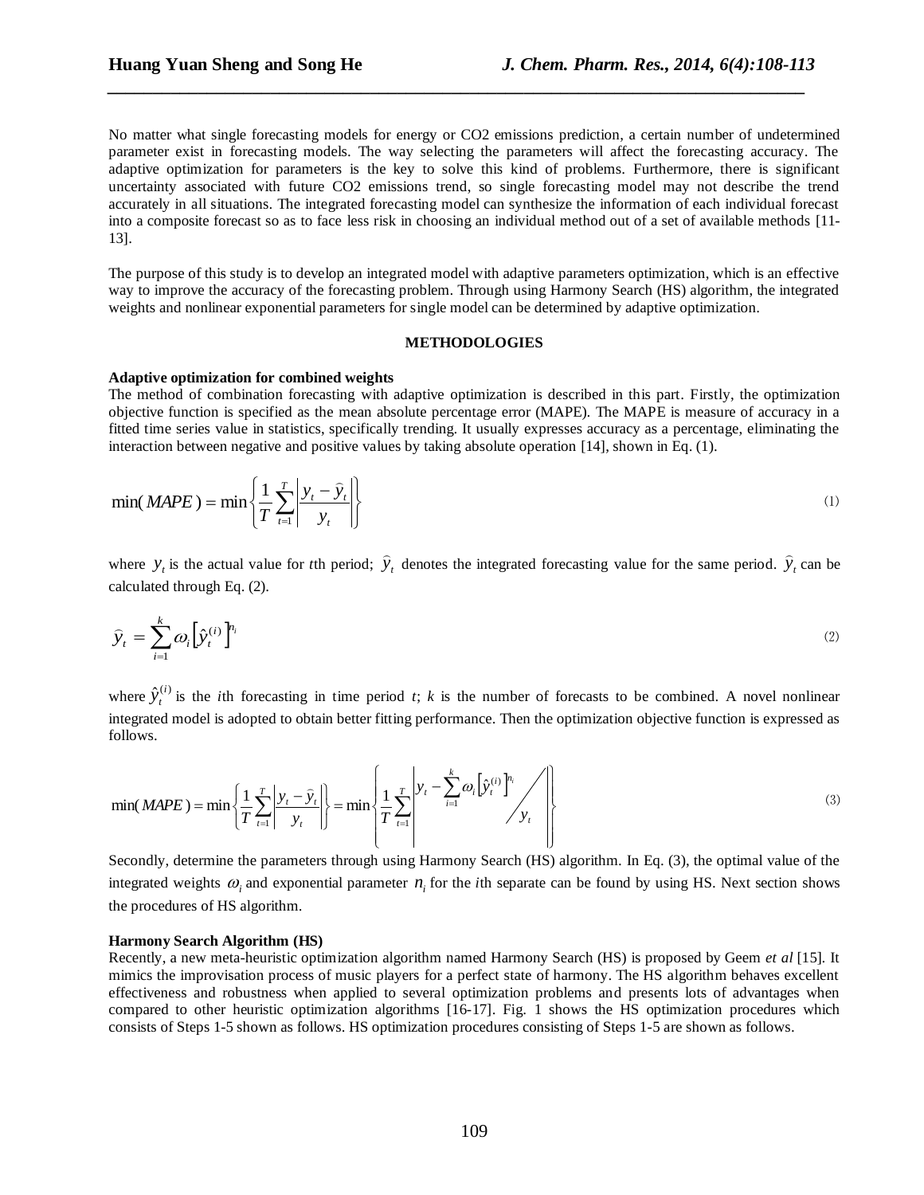No matter what single forecasting models for energy or CO2 emissions prediction, a certain number of undetermined parameter exist in forecasting models. The way selecting the parameters will affect the forecasting accuracy. The adaptive optimization for parameters is the key to solve this kind of problems. Furthermore, there is significant uncertainty associated with future CO2 emissions trend, so single forecasting model may not describe the trend accurately in all situations. The integrated forecasting model can synthesize the information of each individual forecast into a composite forecast so as to face less risk in choosing an individual method out of a set of available methods [11-13].

The purpose of this study is to develop an integrated model with adaptive parameters optimization, which is an effective way to improve the accuracy of the forecasting problem. Through using Harmony Search (HS) algorithm, the integrated weights and nonlinear exponential parameters for single model can be determined by adaptive optimization.

## METHODOLOGIES

**Adaptive optimization for combined weights**

The method of combination forecasting with adaptive optimization is described in this part. Firstly, the optimization objective function is specified as the mean absolute percentage error (MAPE). The MAPE is measure of accuracy in a fitted time series value in statistics, specifically trending. It usually expresses accuracy as a percentage, eliminating the interaction between negative and positive values by taking absolute operation [14], shown in Eq. (1).

$$\min(MAPE) = \min\left\{\frac{1}{T}\sum_{t=1}^{T}\left|\frac{y_t - \widehat{y}_t}{y_t}\right|\right\} \tag{1}$$

where $y_t$ is the actual value for *t*th period; $\widehat{y}_t$ denotes the integrated forecasting value for the same period. $\widehat{y}_t$ can be calculated through Eq. (2).

$$\widehat{y}_t = \sum_{i=1}^{k}\omega_i\left[\hat{y}_t^{(i)}\right]^{n_i} \tag{2}$$

where $\hat{y}_t^{(i)}$ is the *i*th forecasting in time period *t*; *k* is the number of forecasts to be combined. A novel nonlinear integrated model is adopted to obtain better fitting performance. Then the optimization objective function is expressed as follows.

$$\min(MAPE) = \min\left\{\frac{1}{T}\sum_{t=1}^{T}\left|\frac{y_t - \widehat{y}_t}{y_t}\right|\right\} = \min\left\{\frac{1}{T}\sum_{t=1}^{T}\left|y_t - \sum_{i=1}^{k}\omega_i\left[\hat{y}_t^{(i)}\right]^{n_i} \Big/ y_t\right|\right\} \tag{3}$$

Secondly, determine the parameters through using Harmony Search (HS) algorithm. In Eq. (3), the optimal value of the integrated weights $\omega_i$ and exponential parameter $n_i$ for the *i*th separate can be found by using HS. Next section shows the procedures of HS algorithm.

**Harmony Search Algorithm (HS)**

Recently, a new meta-heuristic optimization algorithm named Harmony Search (HS) is proposed by Geem *et al* [15]. It mimics the improvisation process of music players for a perfect state of harmony. The HS algorithm behaves excellent effectiveness and robustness when applied to several optimization problems and presents lots of advantages when compared to other heuristic optimization algorithms [16-17]. Fig. 1 shows the HS optimization procedures which consists of Steps 1-5 shown as follows. HS optimization procedures consisting of Steps 1-5 are shown as follows.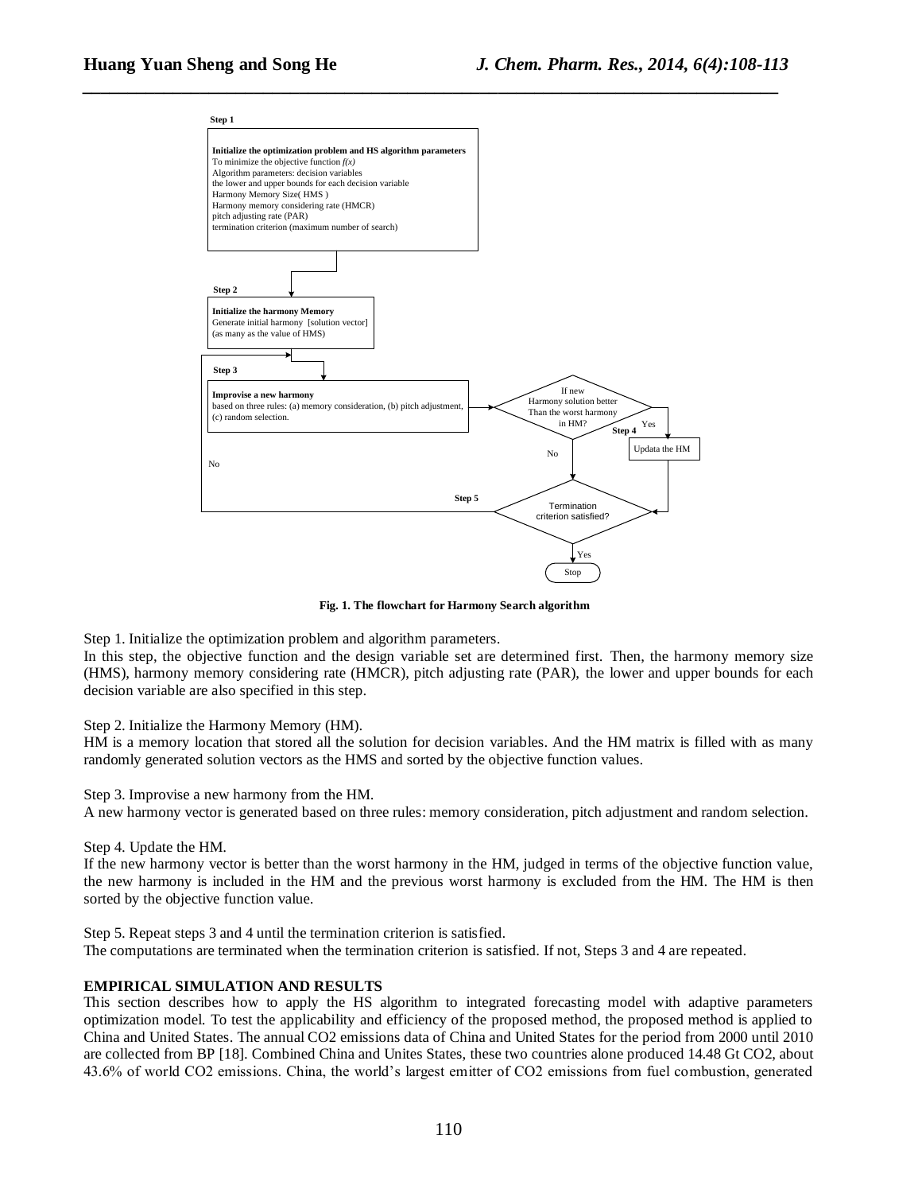Step 1

**Initialize the optimization problem and HS algorithm parameters**
To minimize the objective function *f(x)*
Algorithm parameters: decision variables
the lower and upper bounds for each decision variable
Harmony Memory Size( HMS )
Harmony memory considering rate (HMCR)
pitch adjusting rate (PAR)
termination criterion (maximum number of search)

Step 2

**Initialize the harmony Memory**
Generate initial harmony [solution vector]
(as many as the value of HMS)

Step 3

**Improvise a new harmony**
based on three rules: (a) memory consideration, (b) pitch adjustment, (c) random selection.

If new Harmony solution better Than the worst harmony in HM?

Step 4

Yes

Updata the HM

No

No

Step 5

Termination criterion satisfied?

Yes

Stop

**Fig. 1. The flowchart for Harmony Search algorithm**

Step 1. Initialize the optimization problem and algorithm parameters.
In this step, the objective function and the design variable set are determined first. Then, the harmony memory size (HMS), harmony memory considering rate (HMCR), pitch adjusting rate (PAR), the lower and upper bounds for each decision variable are also specified in this step.

Step 2. Initialize the Harmony Memory (HM).
HM is a memory location that stored all the solution for decision variables. And the HM matrix is filled with as many randomly generated solution vectors as the HMS and sorted by the objective function values.

Step 3. Improvise a new harmony from the HM.
A new harmony vector is generated based on three rules: memory consideration, pitch adjustment and random selection.

Step 4. Update the HM.
If the new harmony vector is better than the worst harmony in the HM, judged in terms of the objective function value, the new harmony is included in the HM and the previous worst harmony is excluded from the HM. The HM is then sorted by the objective function value.

Step 5. Repeat steps 3 and 4 until the termination criterion is satisfied.
The computations are terminated when the termination criterion is satisfied. If not, Steps 3 and 4 are repeated.

**EMPIRICAL SIMULATION AND RESULTS**

This section describes how to apply the HS algorithm to integrated forecasting model with adaptive parameters optimization model. To test the applicability and efficiency of the proposed method, the proposed method is applied to China and United States. The annual $CO_2$ emissions data of China and United States for the period from 2000 until 2010 are collected from BP [18]. Combined China and Unites States, these two countries alone produced 14.48 Gt $CO_2$, about 43.6% of world $CO_2$ emissions. China, the world's largest emitter of $CO_2$ emissions from fuel combustion, generated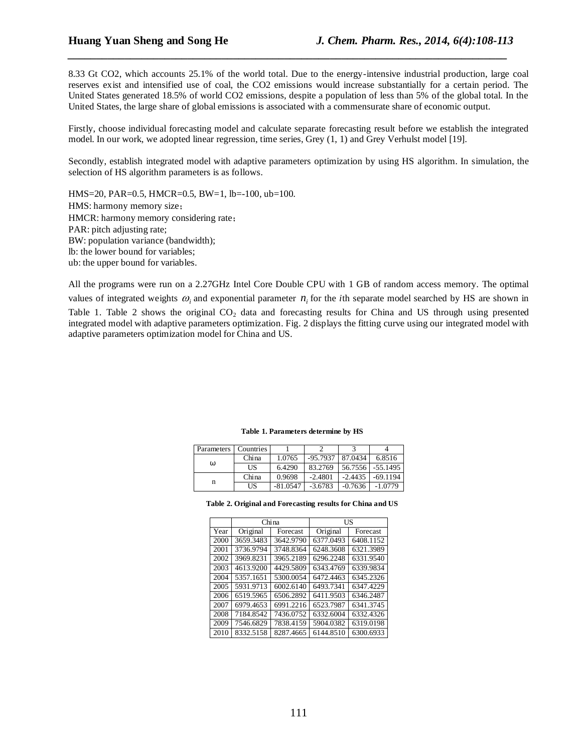8.33 Gt CO2, which accounts 25.1% of the world total. Due to the energy-intensive industrial production, large coal reserves exist and intensified use of coal, the CO2 emissions would increase substantially for a certain period. The United States generated 18.5% of world CO2 emissions, despite a population of less than 5% of the global total. In the United States, the large share of global emissions is associated with a commensurate share of economic output.

Firstly, choose individual forecasting model and calculate separate forecasting result before we establish the integrated model. In our work, we adopted linear regression, time series, Grey (1, 1) and Grey Verhulst model [19].

Secondly, establish integrated model with adaptive parameters optimization by using HS algorithm. In simulation, the selection of HS algorithm parameters is as follows.

HMS=20, PAR=0.5, HMCR=0.5, BW=1, lb=-100, ub=100.
HMS: harmony memory size;
HMCR: harmony memory considering rate;
PAR: pitch adjusting rate;
BW: population variance (bandwidth);
lb: the lower bound for variables;
ub: the upper bound for variables.

All the programs were run on a 2.27GHz Intel Core Double CPU with 1 GB of random access memory. The optimal values of integrated weights $\omega_i$ and exponential parameter $n_i$ for the $i$th separate model searched by HS are shown in Table 1. Table 2 shows the original $CO_2$ data and forecasting results for China and US through using presented integrated model with adaptive parameters optimization. Fig. 2 displays the fitting curve using our integrated model with adaptive parameters optimization model for China and US.

**Table 1. Parameters determine by HS**

| Parameters | Countries | 1 | 2 | 3 | 4 |
|---|---|---|---|---|---|
| ω | China | 1.0765 | -95.7937 | 87.0434 | 6.8516 |
| | US | 6.4290 | 83.2769 | 56.7556 | -55.1495 |
| n | China | 0.9698 | -2.4801 | -2.4435 | -69.1194 |
| | US | -81.0547 | -3.6783 | -0.7636 | -1.0779 |

**Table 2. Original and Forecasting results for China and US**

| | China | | US | |
|---|---|---|---|---|
| Year | Original | Forecast | Original | Forecast |
| 2000 | 3659.3483 | 3642.9790 | 6377.0493 | 6408.1152 |
| 2001 | 3736.9794 | 3748.8364 | 6248.3608 | 6321.3989 |
| 2002 | 3969.8231 | 3965.2189 | 6296.2248 | 6331.9540 |
| 2003 | 4613.9200 | 4429.5809 | 6343.4769 | 6339.9834 |
| 2004 | 5357.1651 | 5300.0054 | 6472.4463 | 6345.2326 |
| 2005 | 5931.9713 | 6002.6140 | 6493.7341 | 6347.4229 |
| 2006 | 6519.5965 | 6506.2892 | 6411.9503 | 6346.2487 |
| 2007 | 6979.4653 | 6991.2216 | 6523.7987 | 6341.3745 |
| 2008 | 7184.8542 | 7436.0752 | 6332.6004 | 6332.4326 |
| 2009 | 7546.6829 | 7838.4159 | 5904.0382 | 6319.0198 |
| 2010 | 8332.5158 | 8287.4665 | 6144.8510 | 6300.6933 |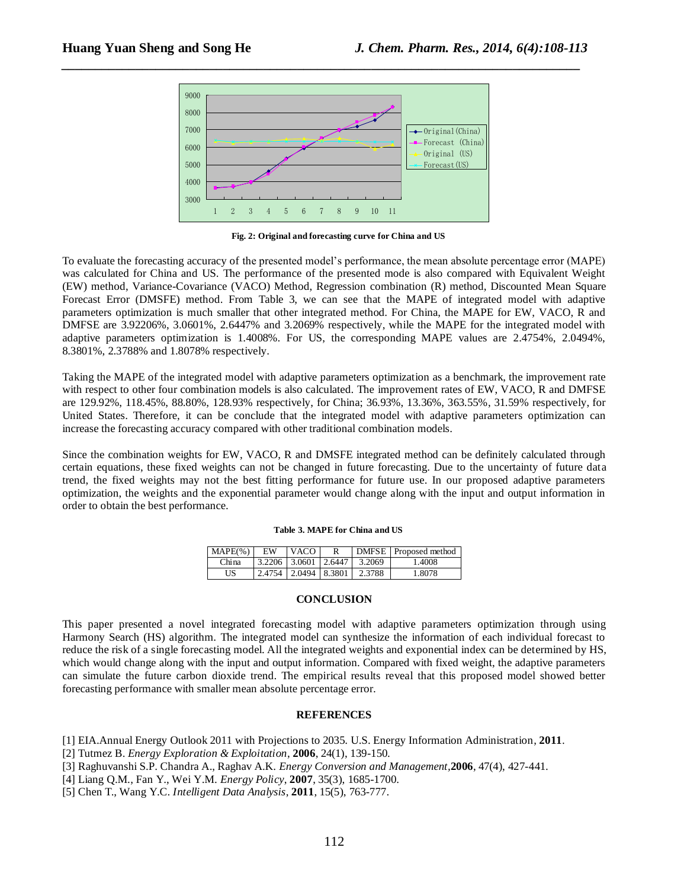9000
8000
7000
6000
5000
4000
3000

1 2 3 4 5 6 7 8 9 10 11

Original(China)
Forecast (China)
Original (US)
Forecast(US)

**Fig. 2: Original and forecasting curve for China and US**

To evaluate the forecasting accuracy of the presented model's performance, the mean absolute percentage error (MAPE) was calculated for China and US. The performance of the presented mode is also compared with Equivalent Weight (EW) method, Variance-Covariance (VACO) Method, Regression combination (R) method, Discounted Mean Square Forecast Error (DMSFE) method. From Table 3, we can see that the MAPE of integrated model with adaptive parameters optimization is much smaller that other integrated method. For China, the MAPE for EW, VACO, R and DMFSE are 3.92206%, 3.0601%, 2.6447% and 3.2069% respectively, while the MAPE for the integrated model with adaptive parameters optimization is 1.4008%. For US, the corresponding MAPE values are 2.4754%, 2.0494%, 8.3801%, 2.3788% and 1.8078% respectively.

Taking the MAPE of the integrated model with adaptive parameters optimization as a benchmark, the improvement rate with respect to other four combination models is also calculated. The improvement rates of EW, VACO, R and DMFSE are 129.92%, 118.45%, 88.80%, 128.93% respectively, for China; 36.93%, 13.36%, 363.55%, 31.59% respectively, for United States. Therefore, it can be conclude that the integrated model with adaptive parameters optimization can increase the forecasting accuracy compared with other traditional combination models.

Since the combination weights for EW, VACO, R and DMFSE integrated method can be definitely calculated through certain equations, these fixed weights can not be changed in future forecasting. Due to the uncertainty of future data trend, the fixed weights may not the best fitting performance for future use. In our proposed adaptive parameters optimization, the weights and the exponential parameter would change along with the input and output information in order to obtain the best performance.

**Table 3. MAPE for China and US**

| MAPE(%) | EW | VACO | R | DMFSE | Proposed method |
|---|---|---|---|---|---|
| China | 3.2206 | 3.0601 | 2.6447 | 3.2069 | 1.4008 |
| US | 2.4754 | 2.0494 | 8.3801 | 2.3788 | 1.8078 |

## CONCLUSION

This paper presented a novel integrated forecasting model with adaptive parameters optimization through using Harmony Search (HS) algorithm. The integrated model can synthesize the information of each individual forecast to reduce the risk of a single forecasting model. All the integrated weights and exponential index can be determined by HS, which would change along with the input and output information. Compared with fixed weight, the adaptive parameters can simulate the future carbon dioxide trend. The empirical results reveal that this proposed model showed better forecasting performance with smaller mean absolute percentage error.

## REFERENCES

[1] EIA.Annual Energy Outlook 2011 with Projections to 2035. U.S. Energy Information Administration, **2011**.
[2] Tutmez B. *Energy Exploration & Exploitation*, **2006**, 24(1), 139-150.
[3] Raghuvanshi S.P. Chandra A., Raghav A.K. *Energy Conversion and Management*,**2006**, 47(4), 427-441.
[4] Liang Q.M., Fan Y., Wei Y.M. *Energy Policy*, **2007**, 35(3), 1685-1700.
[5] Chen T., Wang Y.C. *Intelligent Data Analysis*, **2011**, 15(5), 763-777.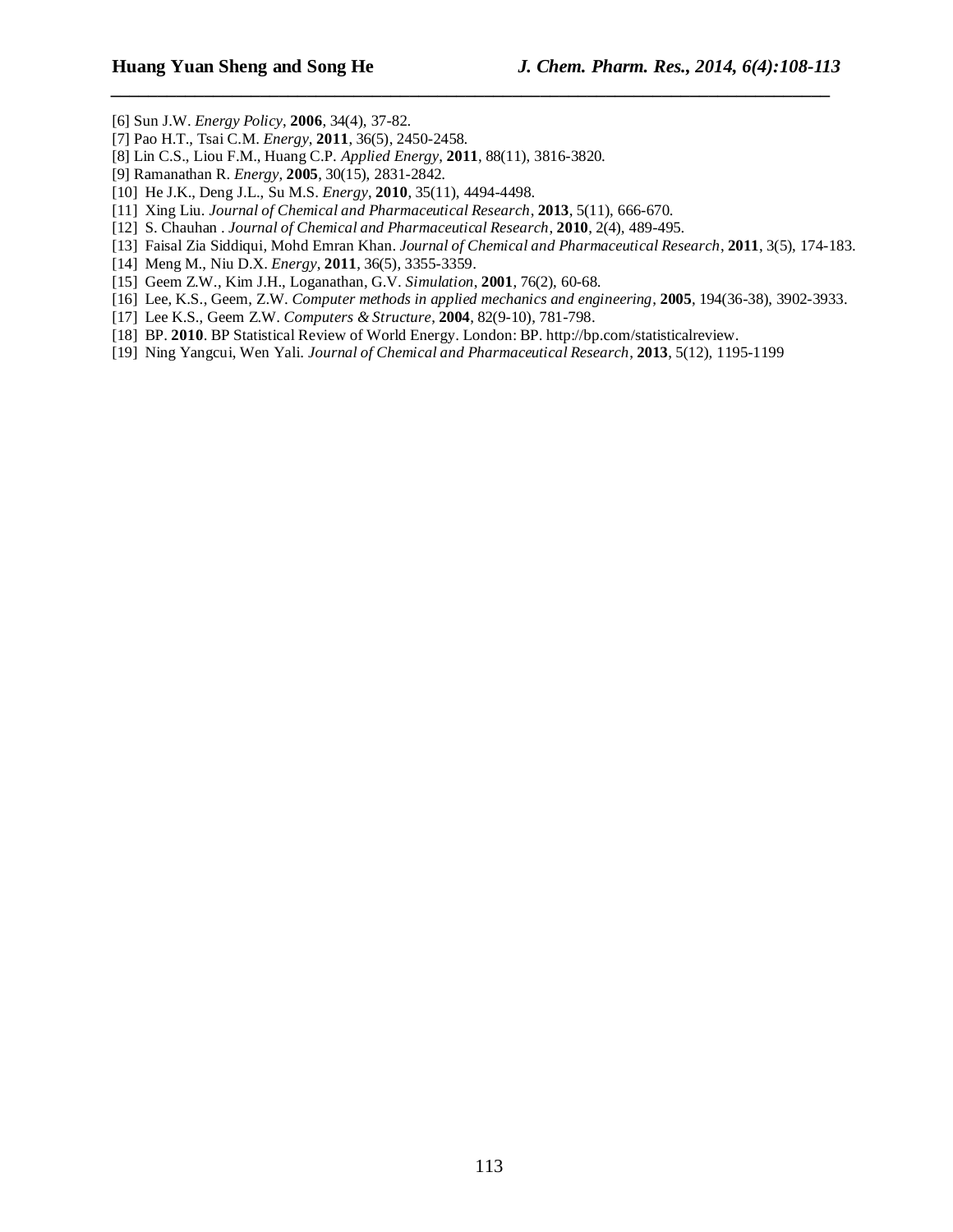[6] Sun J.W. *Energy Policy*, **2006**, 34(4), 37-82.
[7] Pao H.T., Tsai C.M. *Energy*, **2011**, 36(5), 2450-2458.
[8] Lin C.S., Liou F.M., Huang C.P. *Applied Energy*, **2011**, 88(11), 3816-3820.
[9] Ramanathan R. *Energy*, **2005**, 30(15), 2831-2842.
[10] He J.K., Deng J.L., Su M.S. *Energy*, **2010**, 35(11), 4494-4498.
[11] Xing Liu. *Journal of Chemical and Pharmaceutical Research*, **2013**, 5(11), 666-670.
[12] S. Chauhan . *Journal of Chemical and Pharmaceutical Research*, **2010**, 2(4), 489-495.
[13] Faisal Zia Siddiqui, Mohd Emran Khan. *Journal of Chemical and Pharmaceutical Research*, **2011**, 3(5), 174-183.
[14] Meng M., Niu D.X. *Energy*, **2011**, 36(5), 3355-3359.
[15] Geem Z.W., Kim J.H., Loganathan, G.V. *Simulation*, **2001**, 76(2), 60-68.
[16] Lee, K.S., Geem, Z.W. *Computer methods in applied mechanics and engineering*, **2005**, 194(36-38), 3902-3933.
[17] Lee K.S., Geem Z.W. *Computers & Structure*, **2004**, 82(9-10), 781-798.
[18] BP. **2010**. BP Statistical Review of World Energy. London: BP. http://bp.com/statisticalreview.
[19] Ning Yangcui, Wen Yali. *Journal of Chemical and Pharmaceutical Research*, **2013**, 5(12), 1195-1199